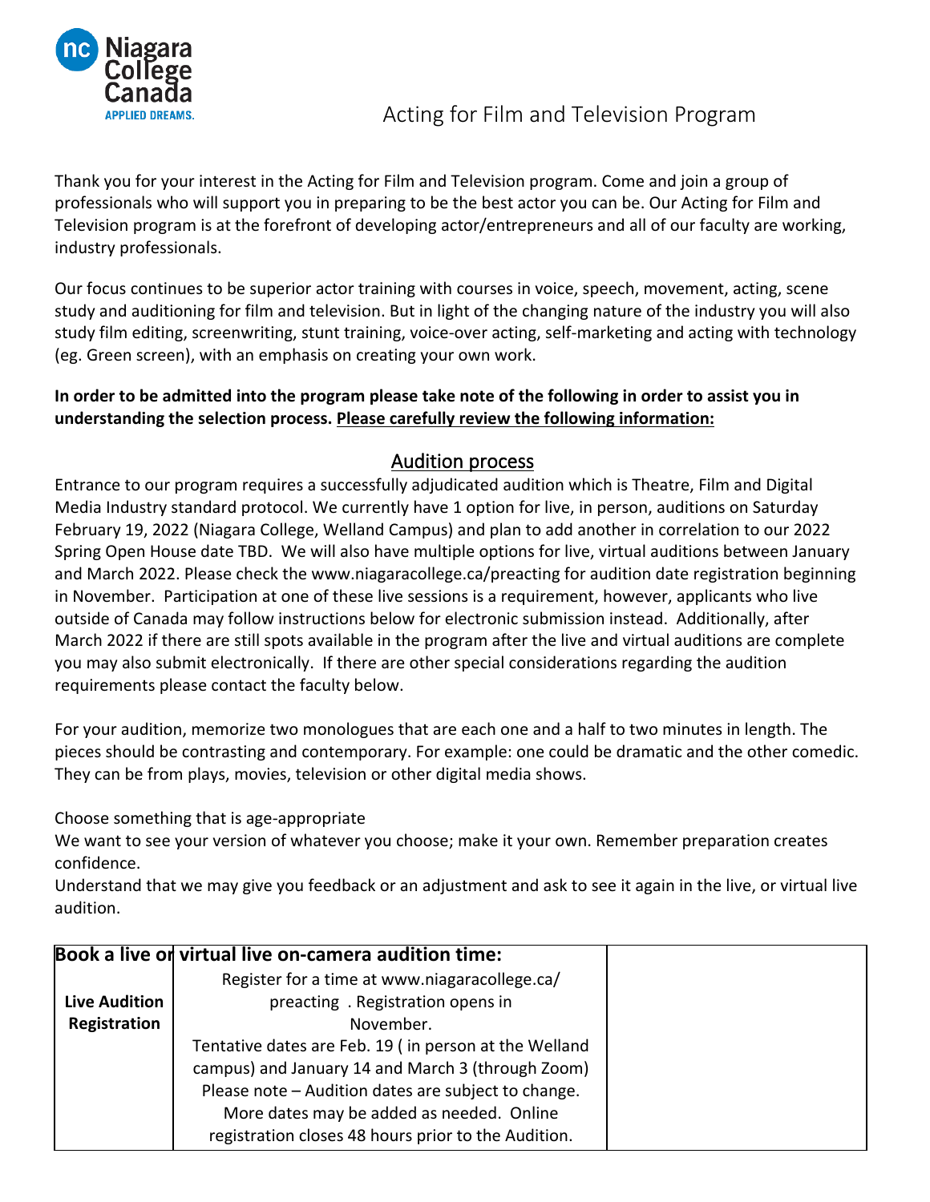# Acting for Film and Television Program

Thank you for your interest in the Acting for Film and Television program. Come and join a group of professionals who will support you in preparing to be the best actor you can be. Our Acting for Film and Television program is at the forefront of developing actor/entrepreneurs and all of our faculty are working, industry professionals.

Our focus continues to be superior actor training with courses in voice, speech, movement, acting, scene study and auditioning for film and television. But in light of the changing nature of the industry you will also study film editing, screenwriting, stunt training, voice-over acting, self-marketing and acting with technology (eg. Green screen), with an emphasis on creating your own work.

**In order to be admitted into the program please take note of the following in order to assist you in understanding the selection process. Please carefully review the following information:**

## Audition process

Entrance to our program requires a successfully adjudicated audition which is Theatre, Film and Digital Media Industry standard protocol. We currently have 1 option for live, in person, auditions on Saturday February 19, 2022 (Niagara College, Welland Campus) and plan to add another in correlation to our 2022 Spring Open House date TBD. We will also have multiple options for live, virtual auditions between January and March 2022. Please check the www.niagaracollege.ca/preacting for audition date registration beginning in November. Participation at one of these live sessions is a requirement, however, applicants who live outside of Canada may follow instructions below for electronic submission instead. Additionally, after March 2022 if there are still spots available in the program after the live and virtual auditions are complete you may also submit electronically. If there are other special considerations regarding the audition requirements please contact the faculty below.

For your audition, memorize two monologues that are each one and a half to two minutes in length. The pieces should be contrasting and contemporary. For example: one could be dramatic and the other comedic. They can be from plays, movies, television or other digital media shows.

Choose something that is age-appropriate

We want to see your version of whatever you choose; make it your own. Remember preparation creates confidence.

Understand that we may give you feedback or an adjustment and ask to see it again in the live, or virtual live audition.

| Book a live or virtual live on-camera audition time: | | |
|---|---|---|
| **Live Audition Registration** | Register for a time at www.niagaracollege.ca/ preacting . Registration opens in November. Tentative dates are Feb. 19 ( in person at the Welland campus) and January 14 and March 3 (through Zoom) Please note – Audition dates are subject to change. More dates may be added as needed. Online registration closes 48 hours prior to the Audition. | |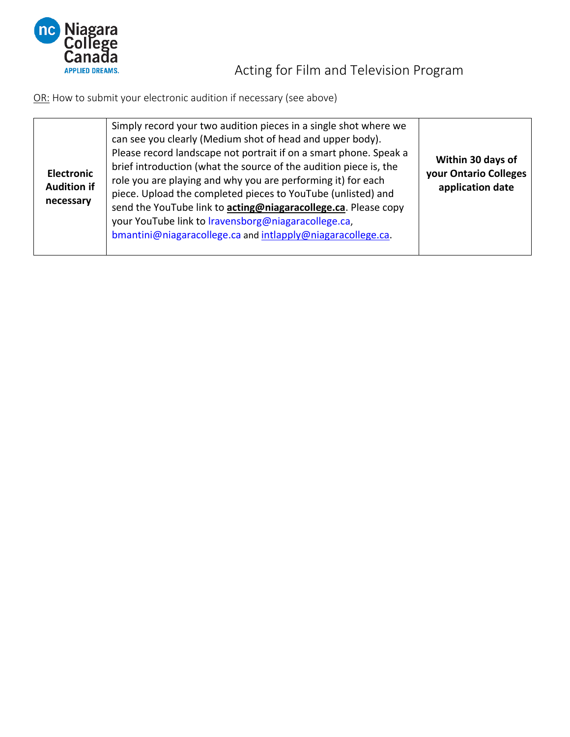Acting for Film and Television Program

OR: How to submit your electronic audition if necessary (see above)

| | | |
|---|---|---|
| **Electronic Audition if necessary** | Simply record your two audition pieces in a single shot where we can see you clearly (Medium shot of head and upper body). Please record landscape not portrait if on a smart phone. Speak a brief introduction (what the source of the audition piece is, the role you are playing and why you are performing it) for each piece. Upload the completed pieces to YouTube (unlisted) and send the YouTube link to **acting@niagaracollege.ca**. Please copy your YouTube link to lravensborg@niagaracollege.ca, bmantini@niagaracollege.ca and intlapply@niagaracollege.ca. | **Within 30 days of your Ontario Colleges application date** |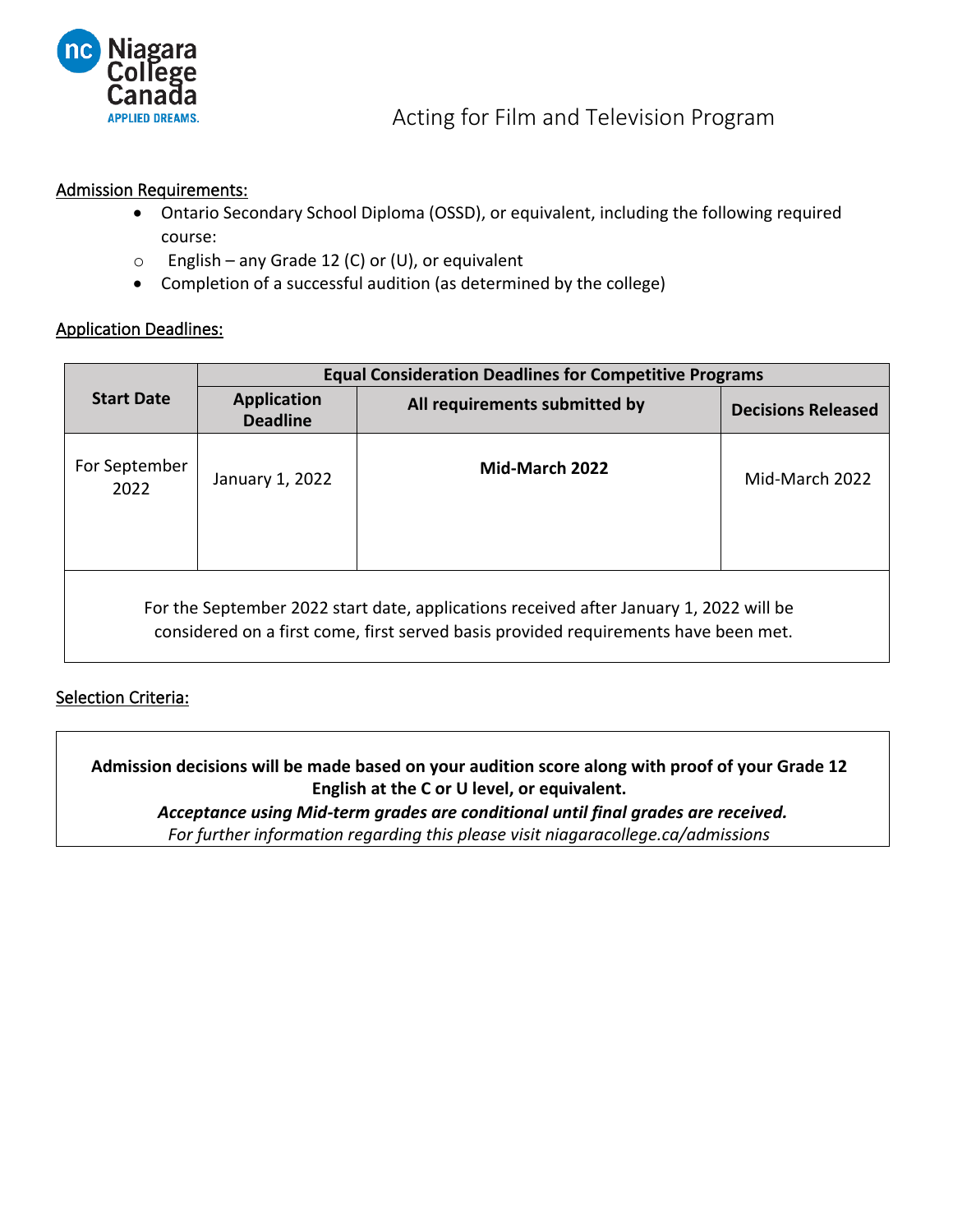Niagara College Canada
APPLIED DREAMS.

# Acting for Film and Television Program

## Admission Requirements:

- Ontario Secondary School Diploma (OSSD), or equivalent, including the following required course:
  - English – any Grade 12 (C) or (U), or equivalent
- Completion of a successful audition (as determined by the college)

## Application Deadlines:

| Start Date | Equal Consideration Deadlines for Competitive Programs | | |
|---|---|---|---|
| | Application Deadline | All requirements submitted by | Decisions Released |
| For September 2022 | January 1, 2022 | **Mid-March 2022** | Mid-March 2022 |
| For the September 2022 start date, applications received after January 1, 2022 will be considered on a first come, first served basis provided requirements have been met. | | | |

## Selection Criteria:

**Admission decisions will be made based on your audition score along with proof of your Grade 12 English at the C or U level, or equivalent.**

***Acceptance using Mid-term grades are conditional until final grades are received.***

*For further information regarding this please visit niagaracollege.ca/admissions*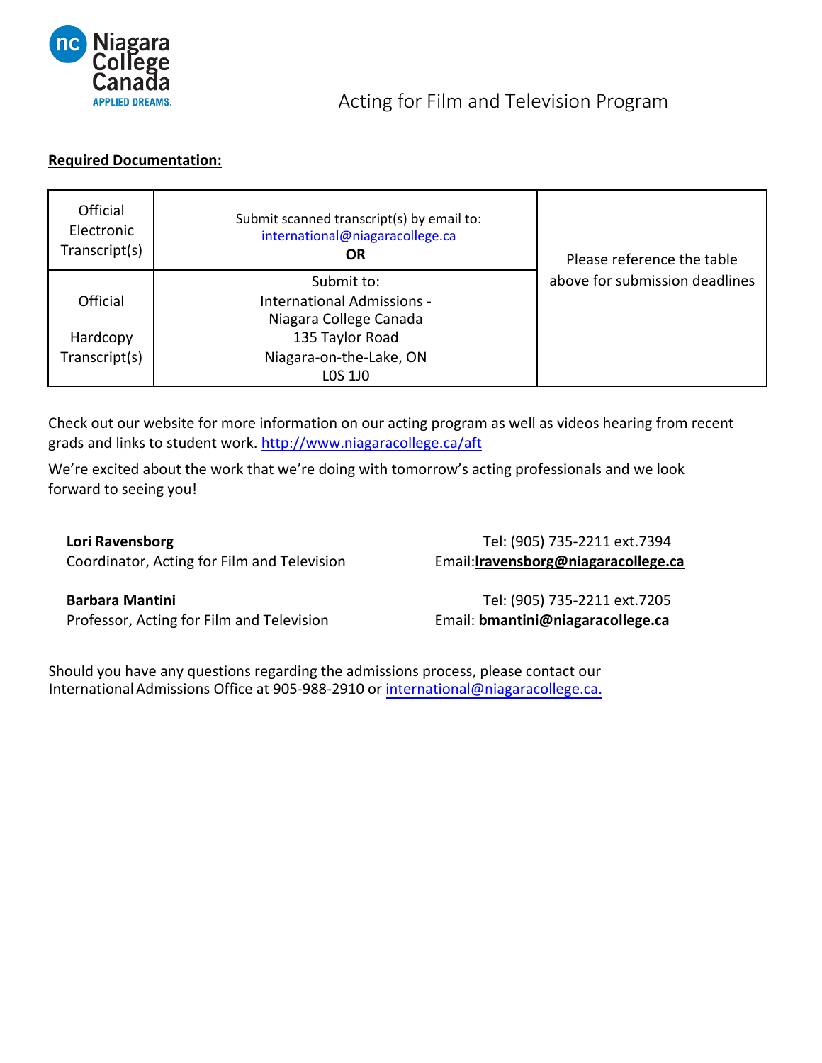Acting for Film and Television Program

**Required Documentation:**

| | | |
|---|---|---|
| Official Electronic Transcript(s) | Submit scanned transcript(s) by email to: international@niagaracollege.ca **OR** | Please reference the table above for submission deadlines |
| Official Hardcopy Transcript(s) | Submit to: International Admissions - Niagara College Canada 135 Taylor Road Niagara-on-the-Lake, ON L0S 1J0 | |

Check out our website for more information on our acting program as well as videos hearing from recent grads and links to student work. http://www.niagaracollege.ca/aft

We're excited about the work that we're doing with tomorrow's acting professionals and we look forward to seeing you!

**Lori Ravensborg**
Coordinator, Acting for Film and Television
Tel: (905) 735-2211 ext.7394
Email:**lravensborg@niagaracollege.ca**

**Barbara Mantini**
Professor, Acting for Film and Television
Tel: (905) 735-2211 ext.7205
Email: **bmantini@niagaracollege.ca**

Should you have any questions regarding the admissions process, please contact our International Admissions Office at 905-988-2910 or international@niagaracollege.ca.